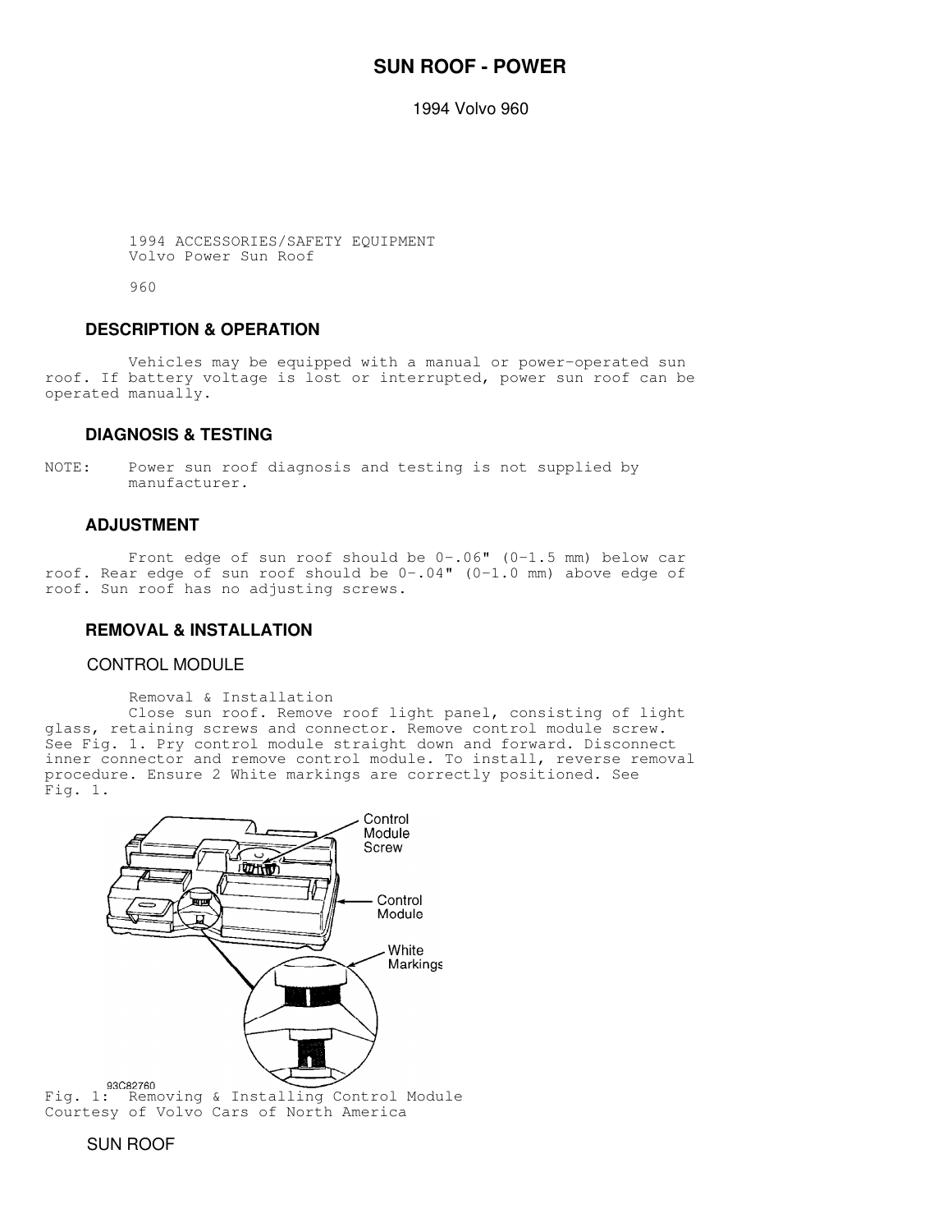# SUN ROOF - POWER

1994 Volvo 960

1994 ACCESSORIES/SAFETY EQUIPMENT
Volvo Power Sun Roof

960

## DESCRIPTION & OPERATION

Vehicles may be equipped with a manual or power-operated sun roof. If battery voltage is lost or interrupted, power sun roof can be operated manually.

## DIAGNOSIS & TESTING

NOTE: Power sun roof diagnosis and testing is not supplied by manufacturer.

## ADJUSTMENT

Front edge of sun roof should be 0-.06" (0-1.5 mm) below car roof. Rear edge of sun roof should be 0-.04" (0-1.0 mm) above edge of roof. Sun roof has no adjusting screws.

## REMOVAL & INSTALLATION

### CONTROL MODULE

Removal & Installation

Close sun roof. Remove roof light panel, consisting of light glass, retaining screws and connector. Remove control module screw. See Fig. 1. Pry control module straight down and forward. Disconnect inner connector and remove control module. To install, reverse removal procedure. Ensure 2 White markings are correctly positioned. See Fig. 1.

Control Module Screw
Control Module
White Markings

93C82760

Fig. 1: Removing & Installing Control Module
Courtesy of Volvo Cars of North America

### SUN ROOF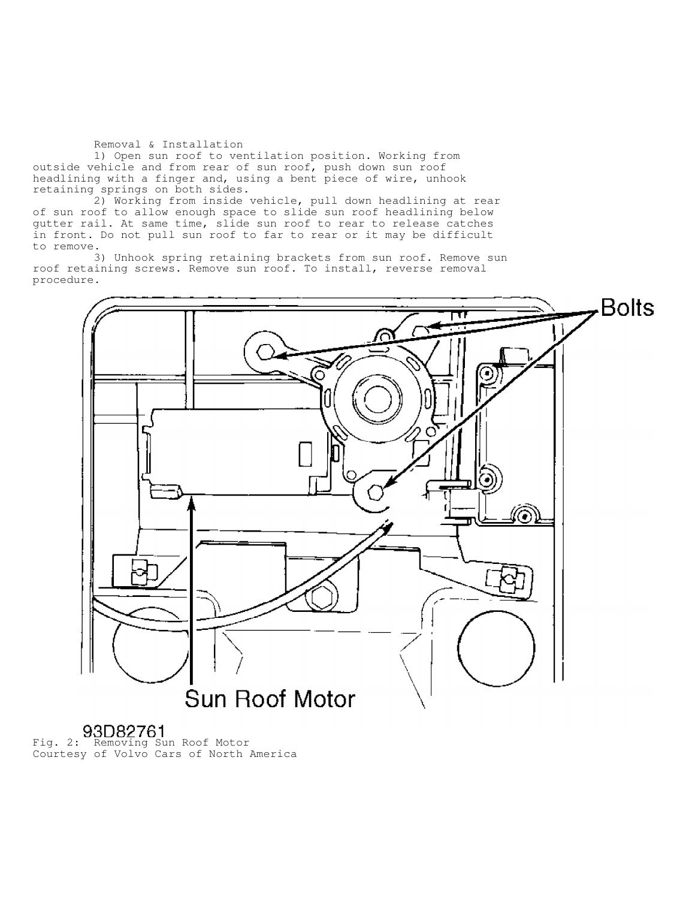Removal & Installation

1) Open sun roof to ventilation position. Working from outside vehicle and from rear of sun roof, push down sun roof headlining with a finger and, using a bent piece of wire, unhook retaining springs on both sides.

2) Working from inside vehicle, pull down headlining at rear of sun roof to allow enough space to slide sun roof headlining below gutter rail. At same time, slide sun roof to rear to release catches in front. Do not pull sun roof to far to rear or it may be difficult to remove.

3) Unhook spring retaining brackets from sun roof. Remove sun roof retaining screws. Remove sun roof. To install, reverse removal procedure.

93D82761

Fig. 2: Removing Sun Roof Motor
Courtesy of Volvo Cars of North America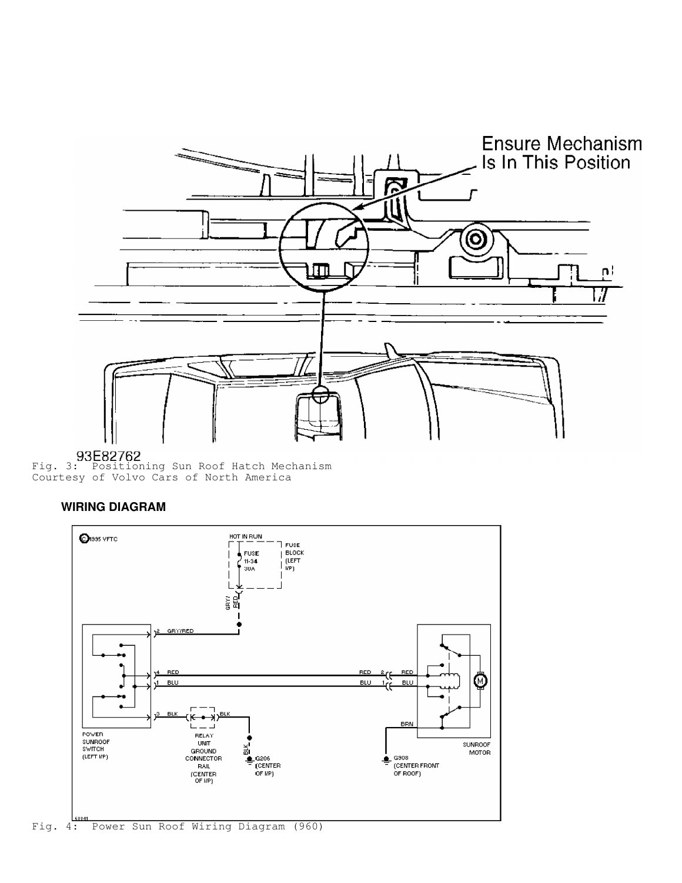Ensure Mechanism Is In This Position

93E82762

Fig. 3: Positioning Sun Roof Hatch Mechanism
Courtesy of Volvo Cars of North America

## WIRING DIAGRAM

©1995 VFTC

HOT IN RUN

FUSE 11-34 30A

FUSE BLOCK (LEFT I/P)

GRY/RED

2 GRY/RED

4 RED

1 BLU

3 BLK

BLK

RED 2 RED

BLU 1 BLU

BRN

M

POWER SUNROOF SWITCH (LEFT I/P)

RELAY UNIT GROUND CONNECTOR RAIL (CENTER OF I/P)

BLK

G206 (CENTER OF I/P)

G908 (CENTER FRONT OF ROOF)

SUNROOF MOTOR

Fig. 4: Power Sun Roof Wiring Diagram (960)